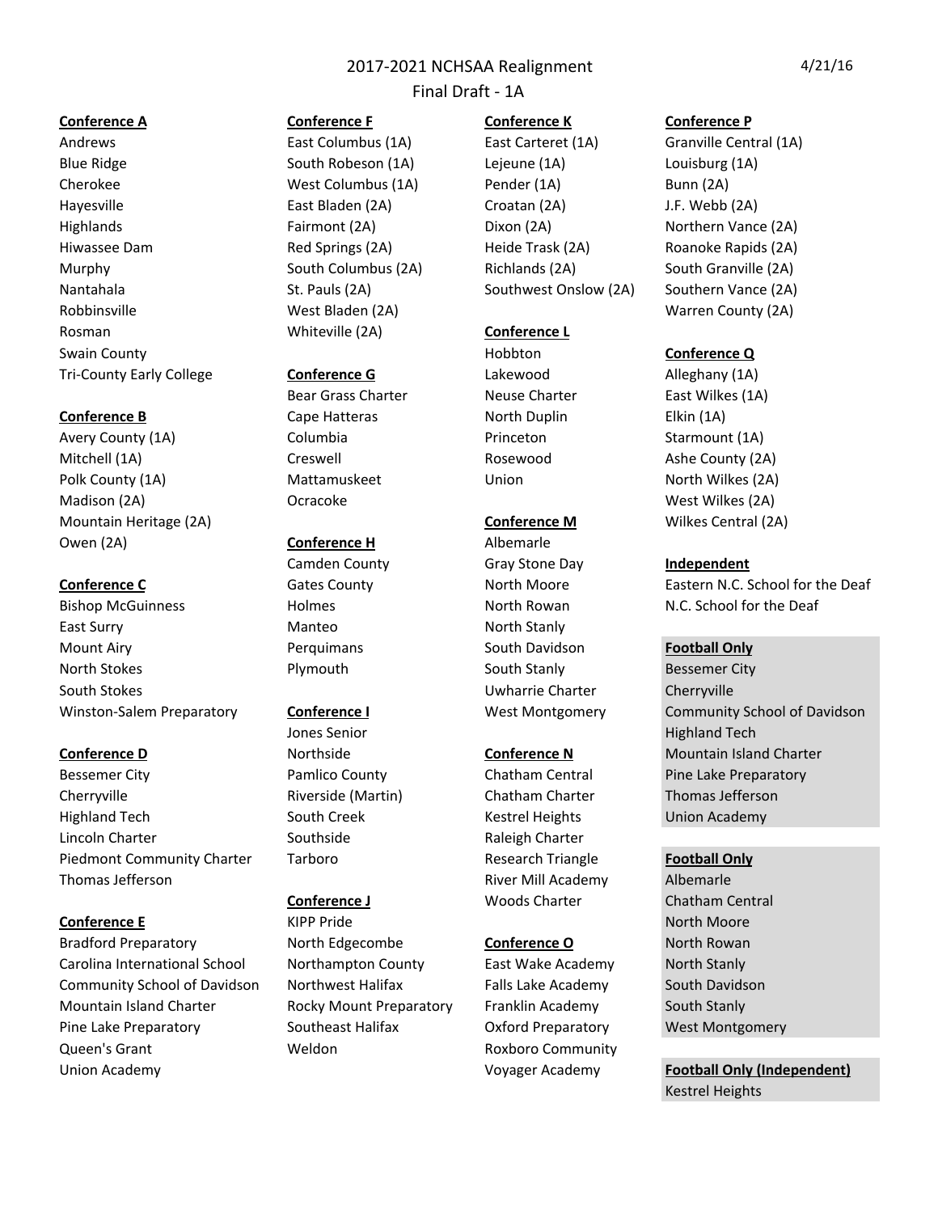# 2017-2021 NCHSAA Realignment

## Final Draft - 1A

4/21/16

**Conference A**

- Andrews
- Blue Ridge
- Cherokee
- Hayesville
- Highlands
- Hiwassee Dam
- Murphy
- Nantahala
- Robbinsville
- Rosman
- Swain County
- Tri-County Early College

**Conference B**

- Avery County (1A)
- Mitchell (1A)
- Polk County (1A)
- Madison (2A)
- Mountain Heritage (2A)
- Owen (2A)

**Conference C**

- Bishop McGuinness
- East Surry
- Mount Airy
- North Stokes
- South Stokes
- Winston-Salem Preparatory

**Conference D**

- Bessemer City
- Cherryville
- Highland Tech
- Lincoln Charter
- Piedmont Community Charter
- Thomas Jefferson

**Conference E**

- Bradford Preparatory
- Carolina International School
- Community School of Davidson
- Mountain Island Charter
- Pine Lake Preparatory
- Queen's Grant
- Union Academy

**Conference F**

- East Columbus (1A)
- South Robeson (1A)
- West Columbus (1A)
- East Bladen (2A)
- Fairmont (2A)
- Red Springs (2A)
- South Columbus (2A)
- St. Pauls (2A)
- West Bladen (2A)
- Whiteville (2A)

**Conference G**

- Bear Grass Charter
- Cape Hatteras
- Columbia
- Creswell
- Mattamuskeet
- Ocracoke

**Conference H**

- Camden County
- Gates County
- Holmes
- Manteo
- Perquimans
- Plymouth

**Conference I**

- Jones Senior
- Northside
- Pamlico County
- Riverside (Martin)
- South Creek
- Southside
- Tarboro

**Conference J**

- KIPP Pride
- North Edgecombe
- Northampton County
- Northwest Halifax
- Rocky Mount Preparatory
- Southeast Halifax
- Weldon

**Conference K**

- East Carteret (1A)
- Lejeune (1A)
- Pender (1A)
- Croatan (2A)
- Dixon (2A)
- Heide Trask (2A)
- Richlands (2A)
- Southwest Onslow (2A)

**Conference L**

- Hobbton
- Lakewood
- Neuse Charter
- North Duplin
- Princeton
- Rosewood
- Union

**Conference M**

- Albemarle
- Gray Stone Day
- North Moore
- North Rowan
- North Stanly
- South Davidson
- South Stanly
- Uwharrie Charter
- West Montgomery

**Conference N**

- Chatham Central
- Chatham Charter
- Kestrel Heights
- Raleigh Charter
- Research Triangle
- River Mill Academy
- Woods Charter

**Conference O**

- East Wake Academy
- Falls Lake Academy
- Franklin Academy
- Oxford Preparatory
- Roxboro Community
- Voyager Academy

**Conference P**

- Granville Central (1A)
- Louisburg (1A)
- Bunn (2A)
- J.F. Webb (2A)
- Northern Vance (2A)
- Roanoke Rapids (2A)
- South Granville (2A)
- Southern Vance (2A)
- Warren County (2A)

**Conference Q**

- Alleghany (1A)
- East Wilkes (1A)
- Elkin (1A)
- Starmount (1A)
- Ashe County (2A)
- North Wilkes (2A)
- West Wilkes (2A)
- Wilkes Central (2A)

**Independent**

- Eastern N.C. School for the Deaf
- N.C. School for the Deaf

**Football Only**

- Bessemer City
- Cherryville
- Community School of Davidson
- Highland Tech
- Mountain Island Charter
- Pine Lake Preparatory
- Thomas Jefferson
- Union Academy

**Football Only**

- Albemarle
- Chatham Central
- North Moore
- North Rowan
- North Stanly
- South Davidson
- South Stanly
- West Montgomery

**Football Only (Independent)**

- Kestrel Heights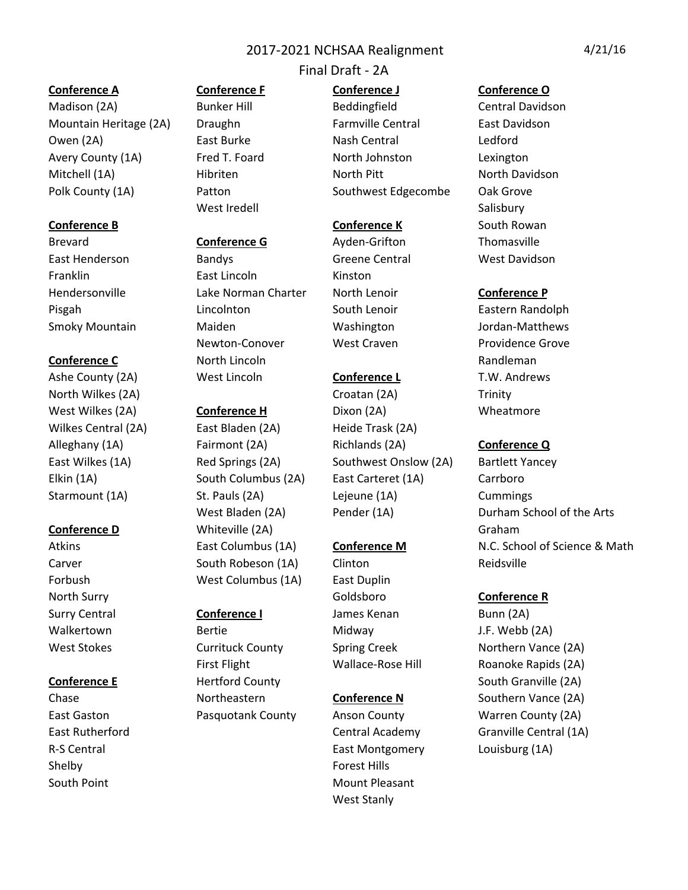# 2017-2021 NCHSAA Realignment

## Final Draft - 2A

4/21/16

**Conference A**

Madison (2A)
Mountain Heritage (2A)
Owen (2A)
Avery County (1A)
Mitchell (1A)
Polk County (1A)

**Conference B**

Brevard
East Henderson
Franklin
Hendersonville
Pisgah
Smoky Mountain

**Conference C**

Ashe County (2A)
North Wilkes (2A)
West Wilkes (2A)
Wilkes Central (2A)
Alleghany (1A)
East Wilkes (1A)
Elkin (1A)
Starmount (1A)

**Conference D**

Atkins
Carver
Forbush
North Surry
Surry Central
Walkertown
West Stokes

**Conference E**

Chase
East Gaston
East Rutherford
R-S Central
Shelby
South Point

**Conference F**

Bunker Hill
Draughn
East Burke
Fred T. Foard
Hibriten
Patton
West Iredell

**Conference G**

Bandys
East Lincoln
Lake Norman Charter
Lincolnton
Maiden
Newton-Conover
North Lincoln
West Lincoln

**Conference H**

East Bladen (2A)
Fairmont (2A)
Red Springs (2A)
South Columbus (2A)
St. Pauls (2A)
West Bladen (2A)
Whiteville (2A)
East Columbus (1A)
South Robeson (1A)
West Columbus (1A)

**Conference I**

Bertie
Currituck County
First Flight
Hertford County
Northeastern
Pasquotank County

**Conference J**

Beddingfield
Farmville Central
Nash Central
North Johnston
North Pitt
Southwest Edgecombe

**Conference K**

Ayden-Grifton
Greene Central
Kinston
North Lenoir
South Lenoir
Washington
West Craven

**Conference L**

Croatan (2A)
Dixon (2A)
Heide Trask (2A)
Richlands (2A)
Southwest Onslow (2A)
East Carteret (1A)
Lejeune (1A)
Pender (1A)

**Conference M**

Clinton
East Duplin
Goldsboro
James Kenan
Midway
Spring Creek
Wallace-Rose Hill

**Conference N**

Anson County
Central Academy
East Montgomery
Forest Hills
Mount Pleasant
West Stanly

**Conference O**

Central Davidson
East Davidson
Ledford
Lexington
North Davidson
Oak Grove
Salisbury
South Rowan
Thomasville
West Davidson

**Conference P**

Eastern Randolph
Jordan-Matthews
Providence Grove
Randleman
T.W. Andrews
Trinity
Wheatmore

**Conference Q**

Bartlett Yancey
Carrboro
Cummings
Durham School of the Arts
Graham
N.C. School of Science & Math
Reidsville

**Conference R**

Bunn (2A)
J.F. Webb (2A)
Northern Vance (2A)
Roanoke Rapids (2A)
South Granville (2A)
Southern Vance (2A)
Warren County (2A)
Granville Central (1A)
Louisburg (1A)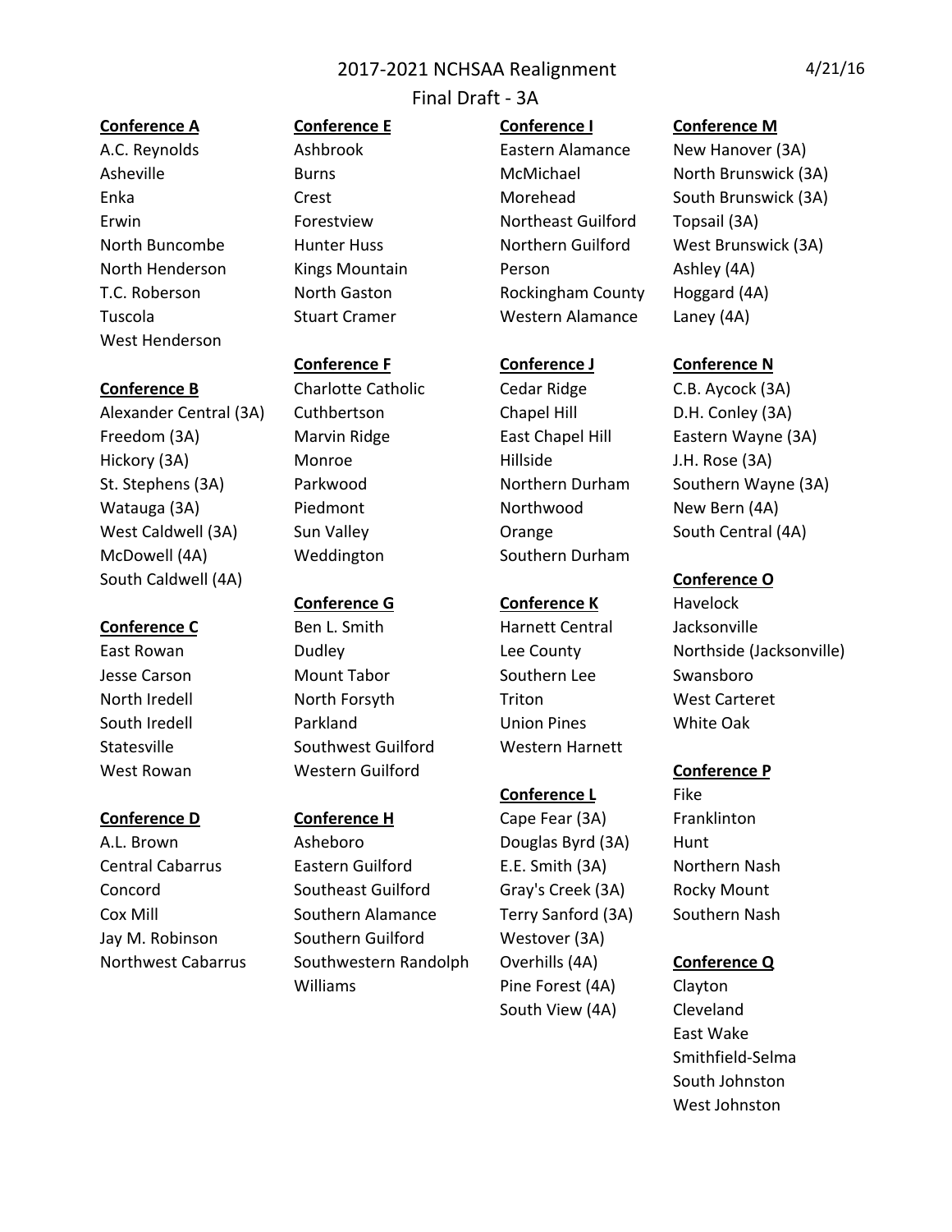# 2017-2021 NCHSAA Realignment

4/21/16

## Final Draft - 3A

**Conference A**

- A.C. Reynolds
- Asheville
- Enka
- Erwin
- North Buncombe
- North Henderson
- T.C. Roberson
- Tuscola
- West Henderson

**Conference B**

- Alexander Central (3A)
- Freedom (3A)
- Hickory (3A)
- St. Stephens (3A)
- Watauga (3A)
- West Caldwell (3A)
- McDowell (4A)
- South Caldwell (4A)

**Conference C**

- East Rowan
- Jesse Carson
- North Iredell
- South Iredell
- Statesville
- West Rowan

**Conference D**

- A.L. Brown
- Central Cabarrus
- Concord
- Cox Mill
- Jay M. Robinson
- Northwest Cabarrus

**Conference E**

- Ashbrook
- Burns
- Crest
- Forestview
- Hunter Huss
- Kings Mountain
- North Gaston
- Stuart Cramer

**Conference F**

- Charlotte Catholic
- Cuthbertson
- Marvin Ridge
- Monroe
- Parkwood
- Piedmont
- Sun Valley
- Weddington

**Conference G**

- Ben L. Smith
- Dudley
- Mount Tabor
- North Forsyth
- Parkland
- Southwest Guilford
- Western Guilford

**Conference H**

- Asheboro
- Eastern Guilford
- Southeast Guilford
- Southern Alamance
- Southern Guilford
- Southwestern Randolph
- Williams

**Conference I**

- Eastern Alamance
- McMichael
- Morehead
- Northeast Guilford
- Northern Guilford
- Person
- Rockingham County
- Western Alamance

**Conference J**

- Cedar Ridge
- Chapel Hill
- East Chapel Hill
- Hillside
- Northern Durham
- Northwood
- Orange
- Southern Durham

**Conference K**

- Harnett Central
- Lee County
- Southern Lee
- Triton
- Union Pines
- Western Harnett

**Conference L**

- Cape Fear (3A)
- Douglas Byrd (3A)
- E.E. Smith (3A)
- Gray's Creek (3A)
- Terry Sanford (3A)
- Westover (3A)
- Overhills (4A)
- Pine Forest (4A)
- South View (4A)

**Conference M**

- New Hanover (3A)
- North Brunswick (3A)
- South Brunswick (3A)
- Topsail (3A)
- West Brunswick (3A)
- Ashley (4A)
- Hoggard (4A)
- Laney (4A)

**Conference N**

- C.B. Aycock (3A)
- D.H. Conley (3A)
- Eastern Wayne (3A)
- J.H. Rose (3A)
- Southern Wayne (3A)
- New Bern (4A)
- South Central (4A)

**Conference O**

- Havelock
- Jacksonville
- Northside (Jacksonville)
- Swansboro
- West Carteret
- White Oak

**Conference P**

- Fike
- Franklinton
- Hunt
- Northern Nash
- Rocky Mount
- Southern Nash

**Conference Q**

- Clayton
- Cleveland
- East Wake
- Smithfield-Selma
- South Johnston
- West Johnston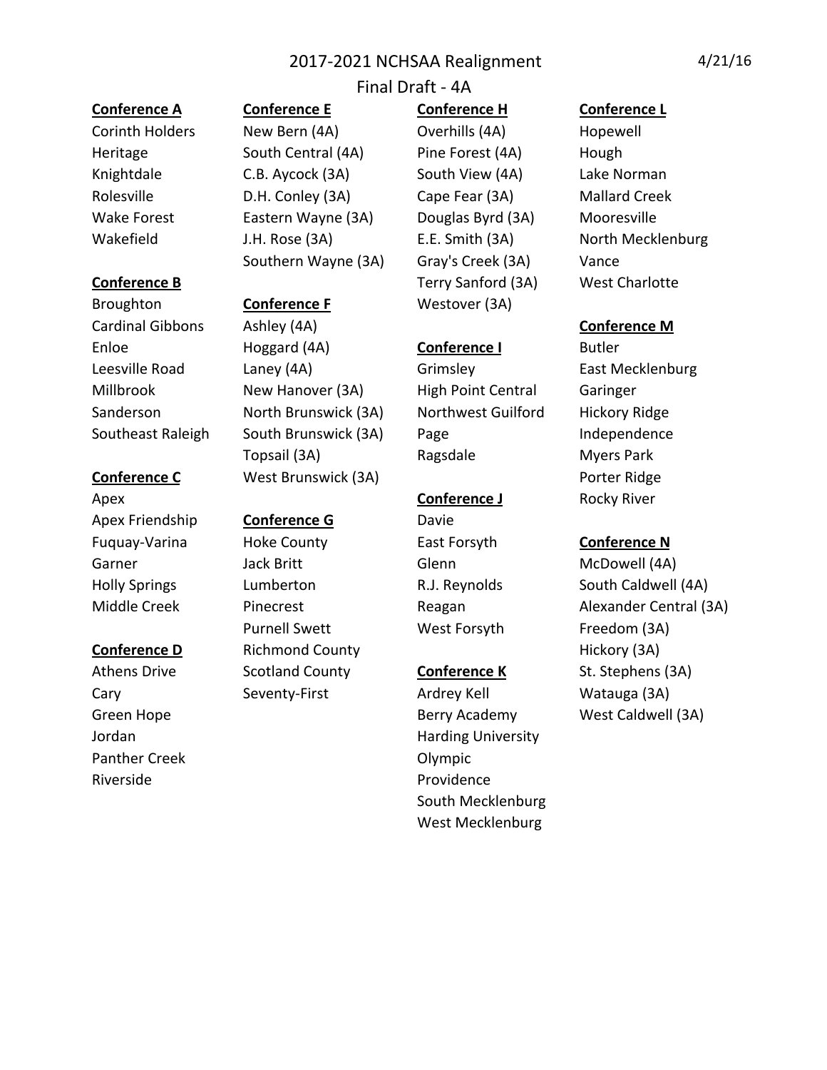# 2017-2021 NCHSAA Realignment

## Final Draft - 4A

4/21/16

**Conference A**

Corinth Holders
Heritage
Knightdale
Rolesville
Wake Forest
Wakefield

**Conference B**

Broughton
Cardinal Gibbons
Enloe
Leesville Road
Millbrook
Sanderson
Southeast Raleigh

**Conference C**

Apex
Apex Friendship
Fuquay-Varina
Garner
Holly Springs
Middle Creek

**Conference D**

Athens Drive
Cary
Green Hope
Jordan
Panther Creek
Riverside

**Conference E**

New Bern (4A)
South Central (4A)
C.B. Aycock (3A)
D.H. Conley (3A)
Eastern Wayne (3A)
J.H. Rose (3A)
Southern Wayne (3A)

**Conference F**

Ashley (4A)
Hoggard (4A)
Laney (4A)
New Hanover (3A)
North Brunswick (3A)
South Brunswick (3A)
Topsail (3A)
West Brunswick (3A)

**Conference G**

Hoke County
Jack Britt
Lumberton
Pinecrest
Purnell Swett
Richmond County
Scotland County
Seventy-First

**Conference H**

Overhills (4A)
Pine Forest (4A)
South View (4A)
Cape Fear (3A)
Douglas Byrd (3A)
E.E. Smith (3A)
Gray's Creek (3A)
Terry Sanford (3A)
Westover (3A)

**Conference I**

Grimsley
High Point Central
Northwest Guilford
Page
Ragsdale

**Conference J**

Davie
East Forsyth
Glenn
R.J. Reynolds
Reagan
West Forsyth

**Conference K**

Ardrey Kell
Berry Academy
Harding University
Olympic
Providence
South Mecklenburg
West Mecklenburg

**Conference L**

Hopewell
Hough
Lake Norman
Mallard Creek
Mooresville
North Mecklenburg
Vance
West Charlotte

**Conference M**

Butler
East Mecklenburg
Garinger
Hickory Ridge
Independence
Myers Park
Porter Ridge
Rocky River

**Conference N**

McDowell (4A)
South Caldwell (4A)
Alexander Central (3A)
Freedom (3A)
Hickory (3A)
St. Stephens (3A)
Watauga (3A)
West Caldwell (3A)